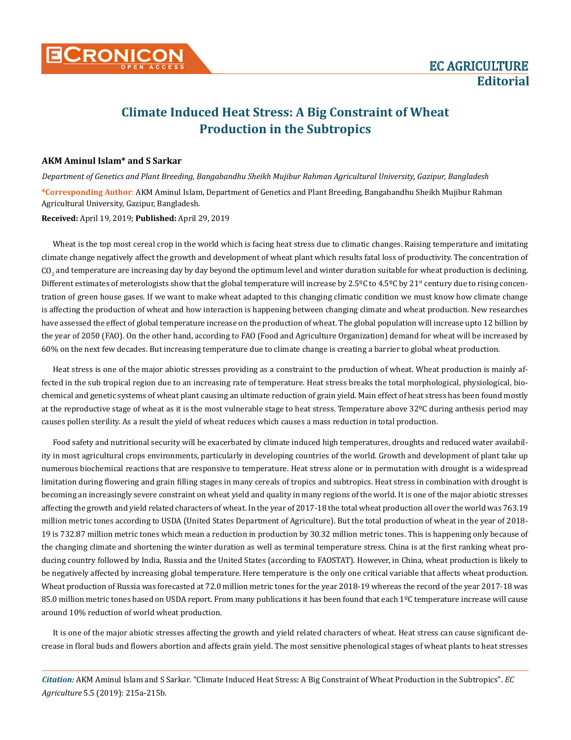EC AGRICULTURE

Editorial

# Climate Induced Heat Stress: A Big Constraint of Wheat Production in the Subtropics

**AKM Aminul Islam\* and S Sarkar**

*Department of Genetics and Plant Breeding, Bangabandhu Sheikh Mujibur Rahman Agricultural University, Gazipur, Bangladesh*

**\*Corresponding Author**: AKM Aminul Islam, Department of Genetics and Plant Breeding, Bangabandhu Sheikh Mujibur Rahman Agricultural University, Gazipur, Bangladesh.

**Received:** April 19, 2019; **Published:** April 29, 2019

Wheat is the top most cereal crop in the world which is facing heat stress due to climatic changes. Raising temperature and imitating climate change negatively affect the growth and development of wheat plant which results fatal loss of productivity. The concentration of $CO_2$ and temperature are increasing day by day beyond the optimum level and winter duration suitable for wheat production is declining. Different estimates of meterologists show that the global temperature will increase by 2.5ºC to 4.5ºC by 21st century due to rising concentration of green house gases. If we want to make wheat adapted to this changing climatic condition we must know how climate change is affecting the production of wheat and how interaction is happening between changing climate and wheat production. New researches have assessed the effect of global temperature increase on the production of wheat. The global population will increase upto 12 billion by the year of 2050 (FAO). On the other hand, according to FAO (Food and Agriculture Organization) demand for wheat will be increased by 60% on the next few decades. But increasing temperature due to climate change is creating a barrier to global wheat production.

Heat stress is one of the major abiotic stresses providing as a constraint to the production of wheat. Wheat production is mainly affected in the sub tropical region due to an increasing rate of temperature. Heat stress breaks the total morphological, physiological, biochemical and genetic systems of wheat plant causing an ultimate reduction of grain yield. Main effect of heat stress has been found mostly at the reproductive stage of wheat as it is the most vulnerable stage to heat stress. Temperature above 32ºC during anthesis period may causes pollen sterility. As a result the yield of wheat reduces which causes a mass reduction in total production.

Food safety and nutritional security will be exacerbated by climate induced high temperatures, droughts and reduced water availability in most agricultural crops environments, particularly in developing countries of the world. Growth and development of plant take up numerous biochemical reactions that are responsive to temperature. Heat stress alone or in permutation with drought is a widespread limitation during flowering and grain filling stages in many cereals of tropics and subtropics. Heat stress in combination with drought is becoming an increasingly severe constraint on wheat yield and quality in many regions of the world. It is one of the major abiotic stresses affecting the growth and yield related characters of wheat. In the year of 2017-18 the total wheat production all over the world was 763.19 million metric tones according to USDA (United States Department of Agriculture). But the total production of wheat in the year of 2018-19 is 732.87 million metric tones which mean a reduction in production by 30.32 million metric tones. This is happening only because of the changing climate and shortening the winter duration as well as terminal temperature stress. China is at the first ranking wheat producing country followed by India, Russia and the United States (according to FAOSTAT). However, in China, wheat production is likely to be negatively affected by increasing global temperature. Here temperature is the only one critical variable that affects wheat production. Wheat production of Russia was forecasted at 72.0 million metric tones for the year 2018-19 whereas the record of the year 2017-18 was 85.0 million metric tones based on USDA report. From many publications it has been found that each 1ºC temperature increase will cause around 10% reduction of world wheat production.

It is one of the major abiotic stresses affecting the growth and yield related characters of wheat. Heat stress can cause significant decrease in floral buds and flowers abortion and affects grain yield. The most sensitive phenological stages of wheat plants to heat stresses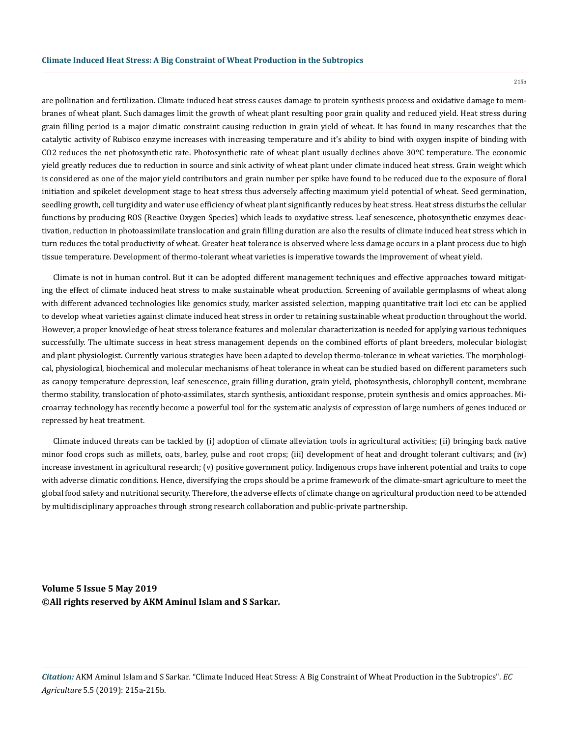are pollination and fertilization. Climate induced heat stress causes damage to protein synthesis process and oxidative damage to membranes of wheat plant. Such damages limit the growth of wheat plant resulting poor grain quality and reduced yield. Heat stress during grain filling period is a major climatic constraint causing reduction in grain yield of wheat. It has found in many researches that the catalytic activity of Rubisco enzyme increases with increasing temperature and it's ability to bind with oxygen inspite of binding with $CO_2$ reduces the net photosynthetic rate. Photosynthetic rate of wheat plant usually declines above 30ºC temperature. The economic yield greatly reduces due to reduction in source and sink activity of wheat plant under climate induced heat stress. Grain weight which is considered as one of the major yield contributors and grain number per spike have found to be reduced due to the exposure of floral initiation and spikelet development stage to heat stress thus adversely affecting maximum yield potential of wheat. Seed germination, seedling growth, cell turgidity and water use efficiency of wheat plant significantly reduces by heat stress. Heat stress disturbs the cellular functions by producing ROS (Reactive Oxygen Species) which leads to oxydative stress. Leaf senescence, photosynthetic enzymes deactivation, reduction in photoassimilate translocation and grain filling duration are also the results of climate induced heat stress which in turn reduces the total productivity of wheat. Greater heat tolerance is observed where less damage occurs in a plant process due to high tissue temperature. Development of thermo-tolerant wheat varieties is imperative towards the improvement of wheat yield.

Climate is not in human control. But it can be adopted different management techniques and effective approaches toward mitigating the effect of climate induced heat stress to make sustainable wheat production. Screening of available germplasms of wheat along with different advanced technologies like genomics study, marker assisted selection, mapping quantitative trait loci etc can be applied to develop wheat varieties against climate induced heat stress in order to retaining sustainable wheat production throughout the world. However, a proper knowledge of heat stress tolerance features and molecular characterization is needed for applying various techniques successfully. The ultimate success in heat stress management depends on the combined efforts of plant breeders, molecular biologist and plant physiologist. Currently various strategies have been adapted to develop thermo-tolerance in wheat varieties. The morphological, physiological, biochemical and molecular mechanisms of heat tolerance in wheat can be studied based on different parameters such as canopy temperature depression, leaf senescence, grain filling duration, grain yield, photosynthesis, chlorophyll content, membrane thermo stability, translocation of photo-assimilates, starch synthesis, antioxidant response, protein synthesis and omics approaches. Microarray technology has recently become a powerful tool for the systematic analysis of expression of large numbers of genes induced or repressed by heat treatment.

Climate induced threats can be tackled by (i) adoption of climate alleviation tools in agricultural activities; (ii) bringing back native minor food crops such as millets, oats, barley, pulse and root crops; (iii) development of heat and drought tolerant cultivars; and (iv) increase investment in agricultural research; (v) positive government policy. Indigenous crops have inherent potential and traits to cope with adverse climatic conditions. Hence, diversifying the crops should be a prime framework of the climate-smart agriculture to meet the global food safety and nutritional security. Therefore, the adverse effects of climate change on agricultural production need to be attended by multidisciplinary approaches through strong research collaboration and public-private partnership.

**Volume 5 Issue 5 May 2019**
**©All rights reserved by AKM Aminul Islam and S Sarkar.**